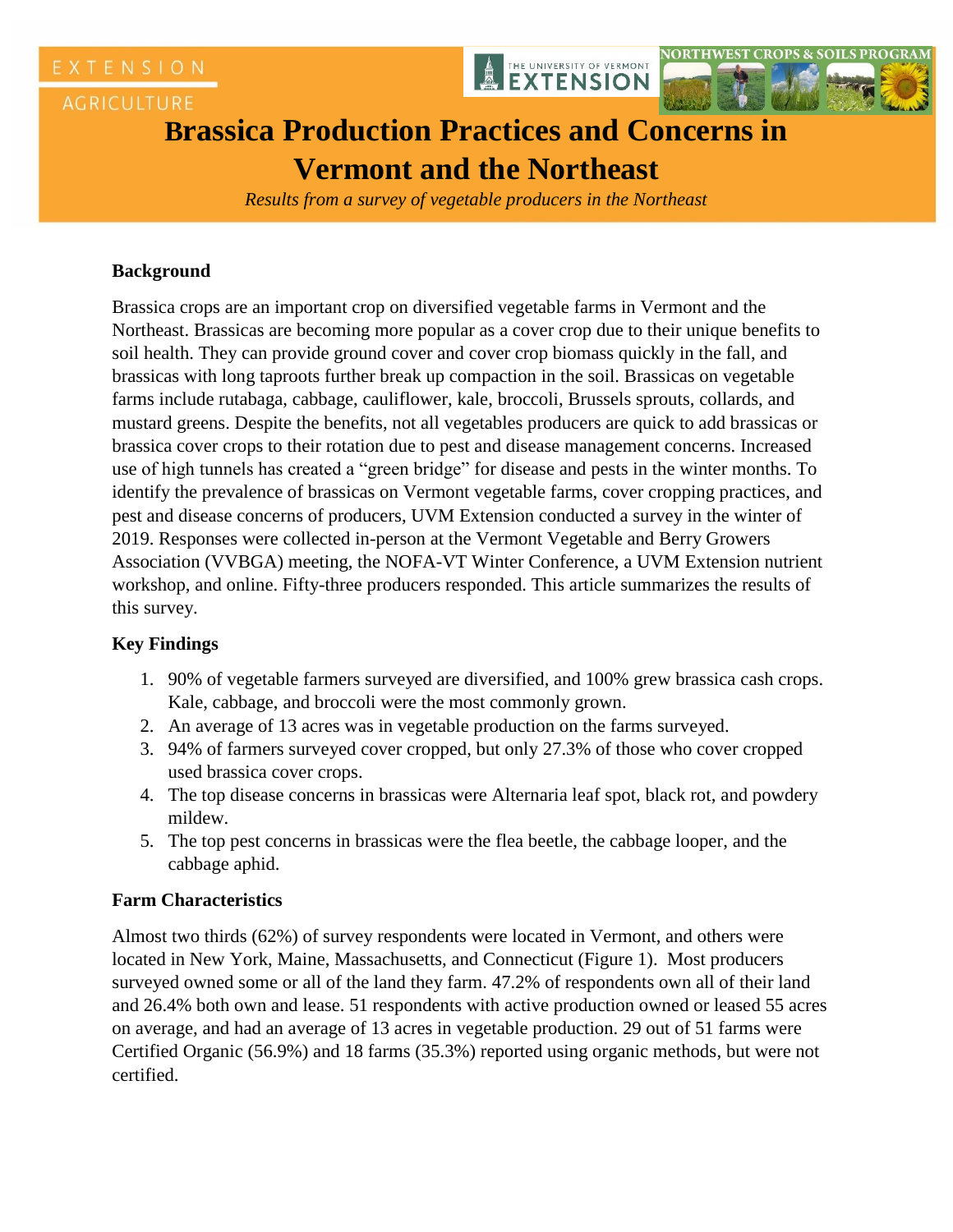# Brassica Production Practices and Concerns in Vermont and the Northeast

*Results from a survey of vegetable producers in the Northeast*

## Background

Brassica crops are an important crop on diversified vegetable farms in Vermont and the Northeast. Brassicas are becoming more popular as a cover crop due to their unique benefits to soil health. They can provide ground cover and cover crop biomass quickly in the fall, and brassicas with long taproots further break up compaction in the soil. Brassicas on vegetable farms include rutabaga, cabbage, cauliflower, kale, broccoli, Brussels sprouts, collards, and mustard greens. Despite the benefits, not all vegetables producers are quick to add brassicas or brassica cover crops to their rotation due to pest and disease management concerns. Increased use of high tunnels has created a "green bridge" for disease and pests in the winter months. To identify the prevalence of brassicas on Vermont vegetable farms, cover cropping practices, and pest and disease concerns of producers, UVM Extension conducted a survey in the winter of 2019. Responses were collected in-person at the Vermont Vegetable and Berry Growers Association (VVBGA) meeting, the NOFA-VT Winter Conference, a UVM Extension nutrient workshop, and online. Fifty-three producers responded. This article summarizes the results of this survey.

## Key Findings

1. 90% of vegetable farmers surveyed are diversified, and 100% grew brassica cash crops. Kale, cabbage, and broccoli were the most commonly grown.
2. An average of 13 acres was in vegetable production on the farms surveyed.
3. 94% of farmers surveyed cover cropped, but only 27.3% of those who cover cropped used brassica cover crops.
4. The top disease concerns in brassicas were Alternaria leaf spot, black rot, and powdery mildew.
5. The top pest concerns in brassicas were the flea beetle, the cabbage looper, and the cabbage aphid.

## Farm Characteristics

Almost two thirds (62%) of survey respondents were located in Vermont, and others were located in New York, Maine, Massachusetts, and Connecticut (Figure 1). Most producers surveyed owned some or all of the land they farm. 47.2% of respondents own all of their land and 26.4% both own and lease. 51 respondents with active production owned or leased 55 acres on average, and had an average of 13 acres in vegetable production. 29 out of 51 farms were Certified Organic (56.9%) and 18 farms (35.3%) reported using organic methods, but were not certified.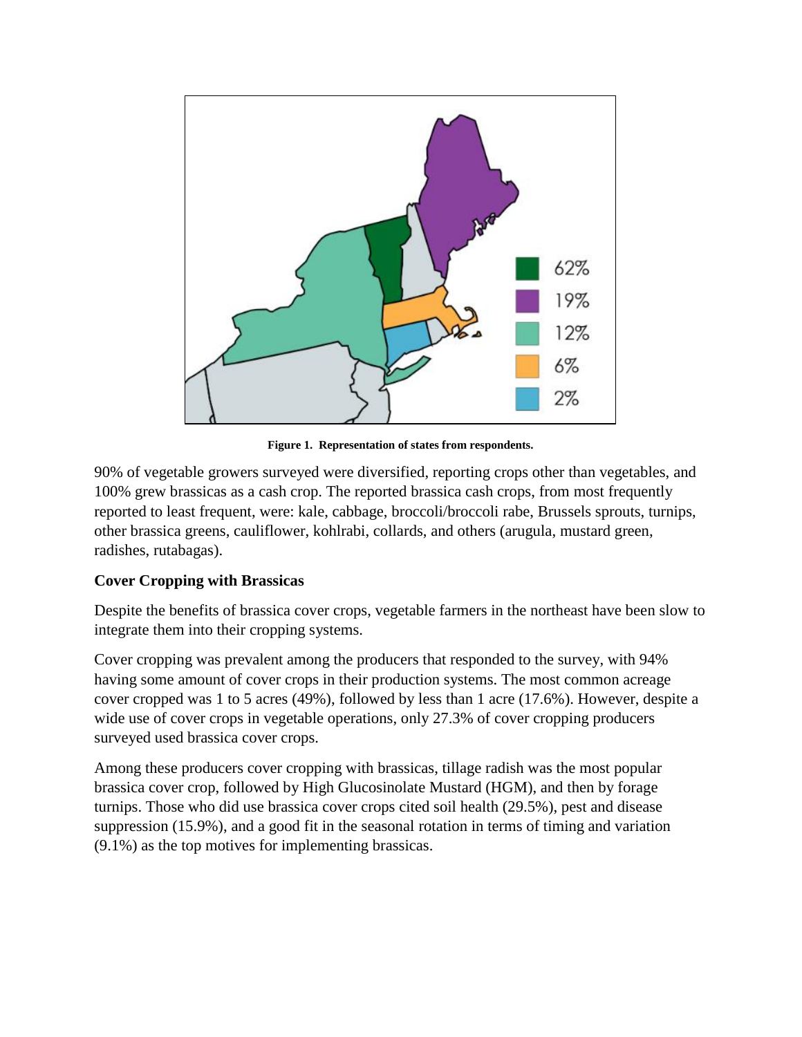Figure 1. Representation of states from respondents.

90% of vegetable growers surveyed were diversified, reporting crops other than vegetables, and 100% grew brassicas as a cash crop. The reported brassica cash crops, from most frequently reported to least frequent, were: kale, cabbage, broccoli/broccoli rabe, Brussels sprouts, turnips, other brassica greens, cauliflower, kohlrabi, collards, and others (arugula, mustard green, radishes, rutabagas).

## Cover Cropping with Brassicas

Despite the benefits of brassica cover crops, vegetable farmers in the northeast have been slow to integrate them into their cropping systems.

Cover cropping was prevalent among the producers that responded to the survey, with 94% having some amount of cover crops in their production systems. The most common acreage cover cropped was 1 to 5 acres (49%), followed by less than 1 acre (17.6%). However, despite a wide use of cover crops in vegetable operations, only 27.3% of cover cropping producers surveyed used brassica cover crops.

Among these producers cover cropping with brassicas, tillage radish was the most popular brassica cover crop, followed by High Glucosinolate Mustard (HGM), and then by forage turnips. Those who did use brassica cover crops cited soil health (29.5%), pest and disease suppression (15.9%), and a good fit in the seasonal rotation in terms of timing and variation (9.1%) as the top motives for implementing brassicas.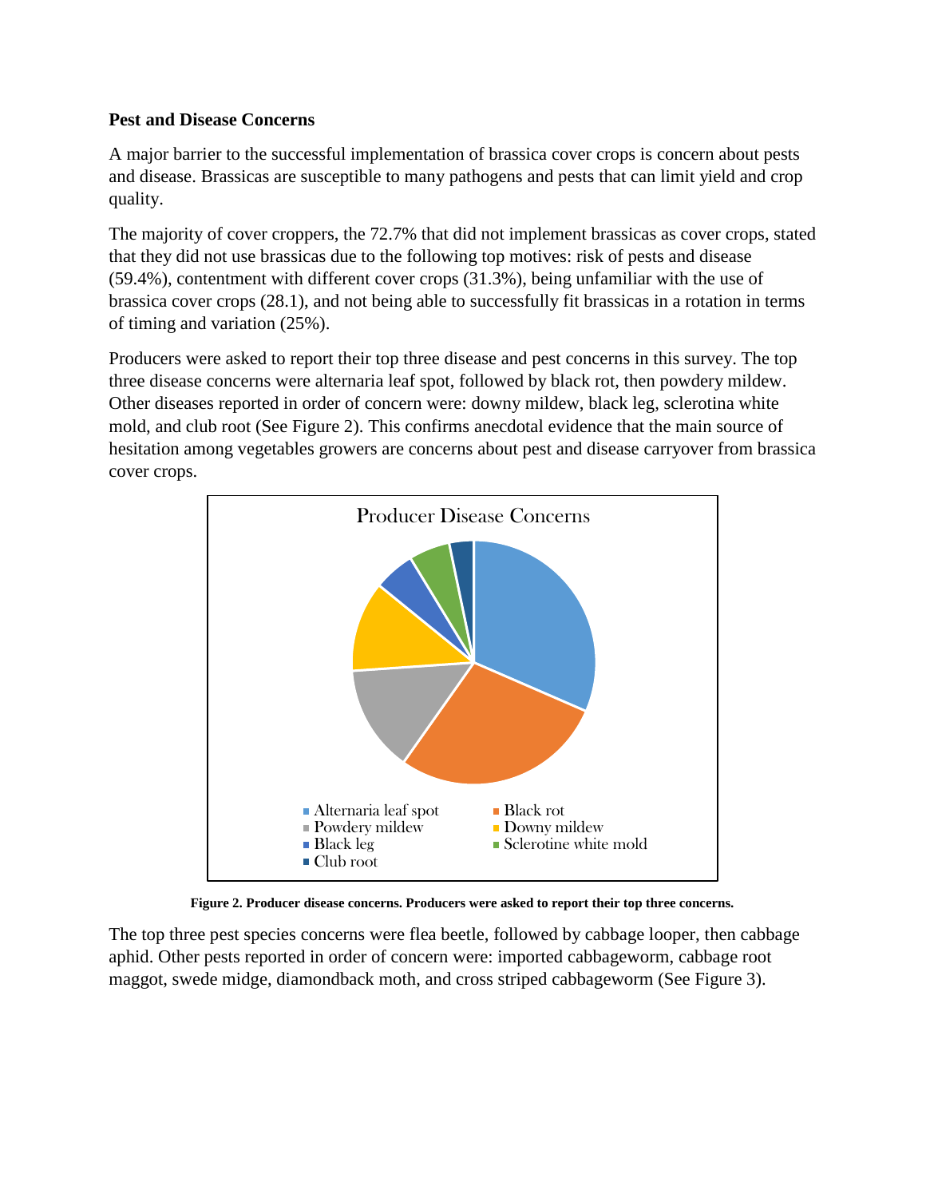**Pest and Disease Concerns**

A major barrier to the successful implementation of brassica cover crops is concern about pests and disease. Brassicas are susceptible to many pathogens and pests that can limit yield and crop quality.

The majority of cover croppers, the 72.7% that did not implement brassicas as cover crops, stated that they did not use brassicas due to the following top motives: risk of pests and disease (59.4%), contentment with different cover crops (31.3%), being unfamiliar with the use of brassica cover crops (28.1), and not being able to successfully fit brassicas in a rotation in terms of timing and variation (25%).

Producers were asked to report their top three disease and pest concerns in this survey. The top three disease concerns were alternaria leaf spot, followed by black rot, then powdery mildew. Other diseases reported in order of concern were: downy mildew, black leg, sclerotina white mold, and club root (See Figure 2). This confirms anecdotal evidence that the main source of hesitation among vegetables growers are concerns about pest and disease carryover from brassica cover crops.

**Figure 2. Producer disease concerns. Producers were asked to report their top three concerns.**

The top three pest species concerns were flea beetle, followed by cabbage looper, then cabbage aphid. Other pests reported in order of concern were: imported cabbageworm, cabbage root maggot, swede midge, diamondback moth, and cross striped cabbageworm (See Figure 3).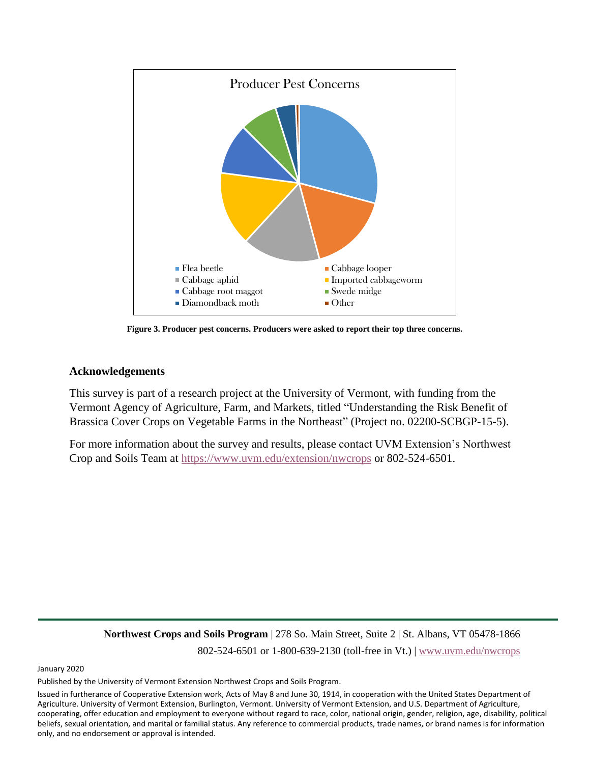Producer Pest Concerns

Flea beetle
Cabbage looper
Cabbage aphid
Imported cabbageworm
Cabbage root maggot
Swede midge
Diamondback moth
Other

**Figure 3. Producer pest concerns. Producers were asked to report their top three concerns.**

## Acknowledgements

This survey is part of a research project at the University of Vermont, with funding from the Vermont Agency of Agriculture, Farm, and Markets, titled "Understanding the Risk Benefit of Brassica Cover Crops on Vegetable Farms in the Northeast" (Project no. 02200-SCBGP-15-5).

For more information about the survey and results, please contact UVM Extension's Northwest Crop and Soils Team at https://www.uvm.edu/extension/nwcrops or 802-524-6501.

**Northwest Crops and Soils Program** | 278 So. Main Street, Suite 2 | St. Albans, VT 05478-1866
802-524-6501 or 1-800-639-2130 (toll-free in Vt.) | www.uvm.edu/nwcrops

January 2020

Published by the University of Vermont Extension Northwest Crops and Soils Program.

Issued in furtherance of Cooperative Extension work, Acts of May 8 and June 30, 1914, in cooperation with the United States Department of Agriculture. University of Vermont Extension, Burlington, Vermont. University of Vermont Extension, and U.S. Department of Agriculture, cooperating, offer education and employment to everyone without regard to race, color, national origin, gender, religion, age, disability, political beliefs, sexual orientation, and marital or familial status. Any reference to commercial products, trade names, or brand names is for information only, and no endorsement or approval is intended.